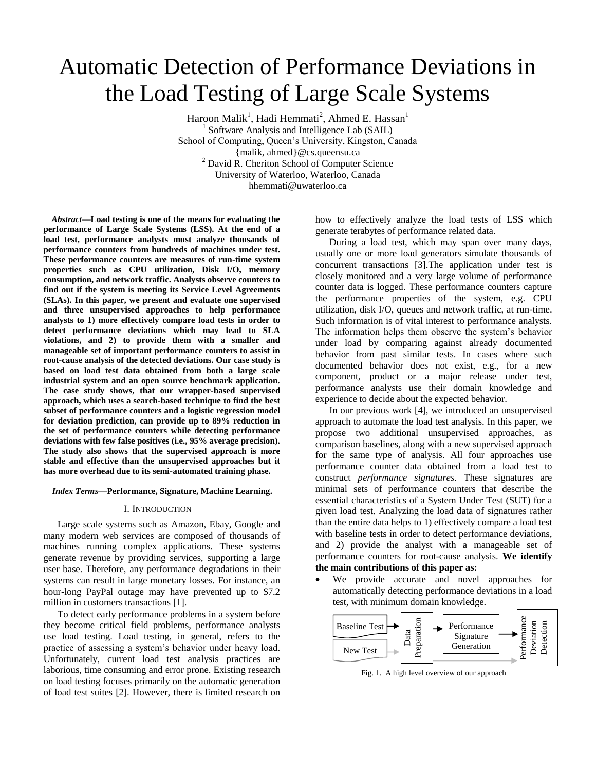# Automatic Detection of Performance Deviations in the Load Testing of Large Scale Systems

Haroon Malik[1], Hadi Hemmati[2], Ahmed E. Hassan[1]

[1] Software Analysis and Intelligence Lab (SAIL)
School of Computing, Queen's University, Kingston, Canada
{malik, ahmed}@cs.queensu.ca

[2] David R. Cheriton School of Computer Science
University of Waterloo, Waterloo, Canada
hhemmati@uwaterloo.ca

***Abstract*—Load testing is one of the means for evaluating the performance of Large Scale Systems (LSS). At the end of a load test, performance analysts must analyze thousands of performance counters from hundreds of machines under test. These performance counters are measures of run-time system properties such as CPU utilization, Disk I/O, memory consumption, and network traffic. Analysts observe counters to find out if the system is meeting its Service Level Agreements (SLAs). In this paper, we present and evaluate one supervised and three unsupervised approaches to help performance analysts to 1) more effectively compare load tests in order to detect performance deviations which may lead to SLA violations, and 2) to provide them with a smaller and manageable set of important performance counters to assist in root-cause analysis of the detected deviations. Our case study is based on load test data obtained from both a large scale industrial system and an open source benchmark application. The case study shows, that our wrapper-based supervised approach, which uses a search-based technique to find the best subset of performance counters and a logistic regression model for deviation prediction, can provide up to 89% reduction in the set of performance counters while detecting performance deviations with few false positives (i.e., 95% average precision). The study also shows that the supervised approach is more stable and effective than the unsupervised approaches but it has more overhead due to its semi-automated training phase.**

***Index Terms*—Performance, Signature, Machine Learning.**

## I. Introduction

Large scale systems such as Amazon, Ebay, Google and many modern web services are composed of thousands of machines running complex applications. These systems generate revenue by providing services, supporting a large user base. Therefore, any performance degradations in their systems can result in large monetary losses. For instance, an hour-long PayPal outage may have prevented up to $7.2 million in customers transactions [1].

To detect early performance problems in a system before they become critical field problems, performance analysts use load testing. Load testing, in general, refers to the practice of assessing a system's behavior under heavy load. Unfortunately, current load test analysis practices are laborious, time consuming and error prone. Existing research on load testing focuses primarily on the automatic generation of load test suites [2]. However, there is limited research on how to effectively analyze the load tests of LSS which generate terabytes of performance related data.

During a load test, which may span over many days, usually one or more load generators simulate thousands of concurrent transactions [3].The application under test is closely monitored and a very large volume of performance counter data is logged. These performance counters capture the performance properties of the system, e.g. CPU utilization, disk I/O, queues and network traffic, at run-time. Such information is of vital interest to performance analysts. The information helps them observe the system's behavior under load by comparing against already documented behavior from past similar tests. In cases where such documented behavior does not exist, e.g., for a new component, product or a major release under test, performance analysts use their domain knowledge and experience to decide about the expected behavior.

In our previous work [4], we introduced an unsupervised approach to automate the load test analysis. In this paper, we propose two additional unsupervised approaches, as comparison baselines, along with a new supervised approach for the same type of analysis. All four approaches use performance counter data obtained from a load test to construct *performance signatures*. These signatures are minimal sets of performance counters that describe the essential characteristics of a System Under Test (SUT) for a given load test. Analyzing the load data of signatures rather than the entire data helps to 1) effectively compare a load test with baseline tests in order to detect performance deviations, and 2) provide the analyst with a manageable set of performance counters for root-cause analysis. **We identify the main contributions of this paper as:**

- We provide accurate and novel approaches for automatically detecting performance deviations in a load test, with minimum domain knowledge.

Baseline Test → Data Preparation → Performance Signature Generation → Performance Deviation Detection
New Test

Fig. 1. A high level overview of our approach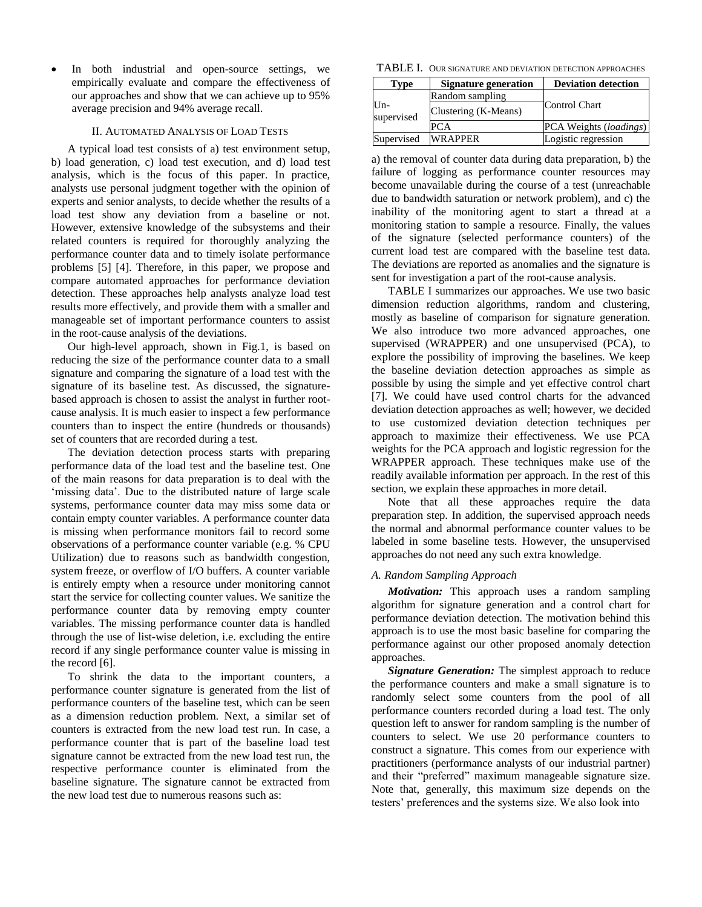- In both industrial and open-source settings, we empirically evaluate and compare the effectiveness of our approaches and show that we can achieve up to 95% average precision and 94% average recall.

## II. Automated Analysis of Load Tests

A typical load test consists of a) test environment setup, b) load generation, c) load test execution, and d) load test analysis, which is the focus of this paper. In practice, analysts use personal judgment together with the opinion of experts and senior analysts, to decide whether the results of a load test show any deviation from a baseline or not. However, extensive knowledge of the subsystems and their related counters is required for thoroughly analyzing the performance counter data and to timely isolate performance problems [5] [4]. Therefore, in this paper, we propose and compare automated approaches for performance deviation detection. These approaches help analysts analyze load test results more effectively, and provide them with a smaller and manageable set of important performance counters to assist in the root-cause analysis of the deviations.

Our high-level approach, shown in Fig.1, is based on reducing the size of the performance counter data to a small signature and comparing the signature of a load test with the signature of its baseline test. As discussed, the signature-based approach is chosen to assist the analyst in further root-cause analysis. It is much easier to inspect a few performance counters than to inspect the entire (hundreds or thousands) set of counters that are recorded during a test.

The deviation detection process starts with preparing performance data of the load test and the baseline test. One of the main reasons for data preparation is to deal with the 'missing data'. Due to the distributed nature of large scale systems, performance counter data may miss some data or contain empty counter variables. A performance counter data is missing when performance monitors fail to record some observations of a performance counter variable (e.g. % CPU Utilization) due to reasons such as bandwidth congestion, system freeze, or overflow of I/O buffers. A counter variable is entirely empty when a resource under monitoring cannot start the service for collecting counter values. We sanitize the performance counter data by removing empty counter variables. The missing performance counter data is handled through the use of list-wise deletion, i.e. excluding the entire record if any single performance counter value is missing in the record [6].

To shrink the data to the important counters, a performance counter signature is generated from the list of performance counters of the baseline test, which can be seen as a dimension reduction problem. Next, a similar set of counters is extracted from the new load test run. In case, a performance counter that is part of the baseline load test signature cannot be extracted from the new load test run, the respective performance counter is eliminated from the baseline signature. The signature cannot be extracted from the new load test due to numerous reasons such as:

TABLE I. Our signature and deviation detection approaches

| Type | Signature generation | Deviation detection |
|---|---|---|
| Un-supervised | Random sampling | Control Chart |
| | Clustering (K-Means) | |
| | PCA | PCA Weights (*loadings*) |
| Supervised | WRAPPER | Logistic regression |

a) the removal of counter data during data preparation, b) the failure of logging as performance counter resources may become unavailable during the course of a test (unreachable due to bandwidth saturation or network problem), and c) the inability of the monitoring agent to start a thread at a monitoring station to sample a resource. Finally, the values of the signature (selected performance counters) of the current load test are compared with the baseline test data. The deviations are reported as anomalies and the signature is sent for investigation a part of the root-cause analysis.

TABLE I summarizes our approaches. We use two basic dimension reduction algorithms, random and clustering, mostly as baseline of comparison for signature generation. We also introduce two more advanced approaches, one supervised (WRAPPER) and one unsupervised (PCA), to explore the possibility of improving the baselines. We keep the baseline deviation detection approaches as simple as possible by using the simple and yet effective control chart [7]. We could have used control charts for the advanced deviation detection approaches as well; however, we decided to use customized deviation detection techniques per approach to maximize their effectiveness. We use PCA weights for the PCA approach and logistic regression for the WRAPPER approach. These techniques make use of the readily available information per approach. In the rest of this section, we explain these approaches in more detail.

Note that all these approaches require the data preparation step. In addition, the supervised approach needs the normal and abnormal performance counter values to be labeled in some baseline tests. However, the unsupervised approaches do not need any such extra knowledge.

### *A. Random Sampling Approach*

***Motivation:*** This approach uses a random sampling algorithm for signature generation and a control chart for performance deviation detection. The motivation behind this approach is to use the most basic baseline for comparing the performance against our other proposed anomaly detection approaches.

***Signature Generation:*** The simplest approach to reduce the performance counters and make a small signature is to randomly select some counters from the pool of all performance counters recorded during a load test. The only question left to answer for random sampling is the number of counters to select. We use 20 performance counters to construct a signature. This comes from our experience with practitioners (performance analysts of our industrial partner) and their "preferred" maximum manageable signature size. Note that, generally, this maximum size depends on the testers' preferences and the systems size. We also look into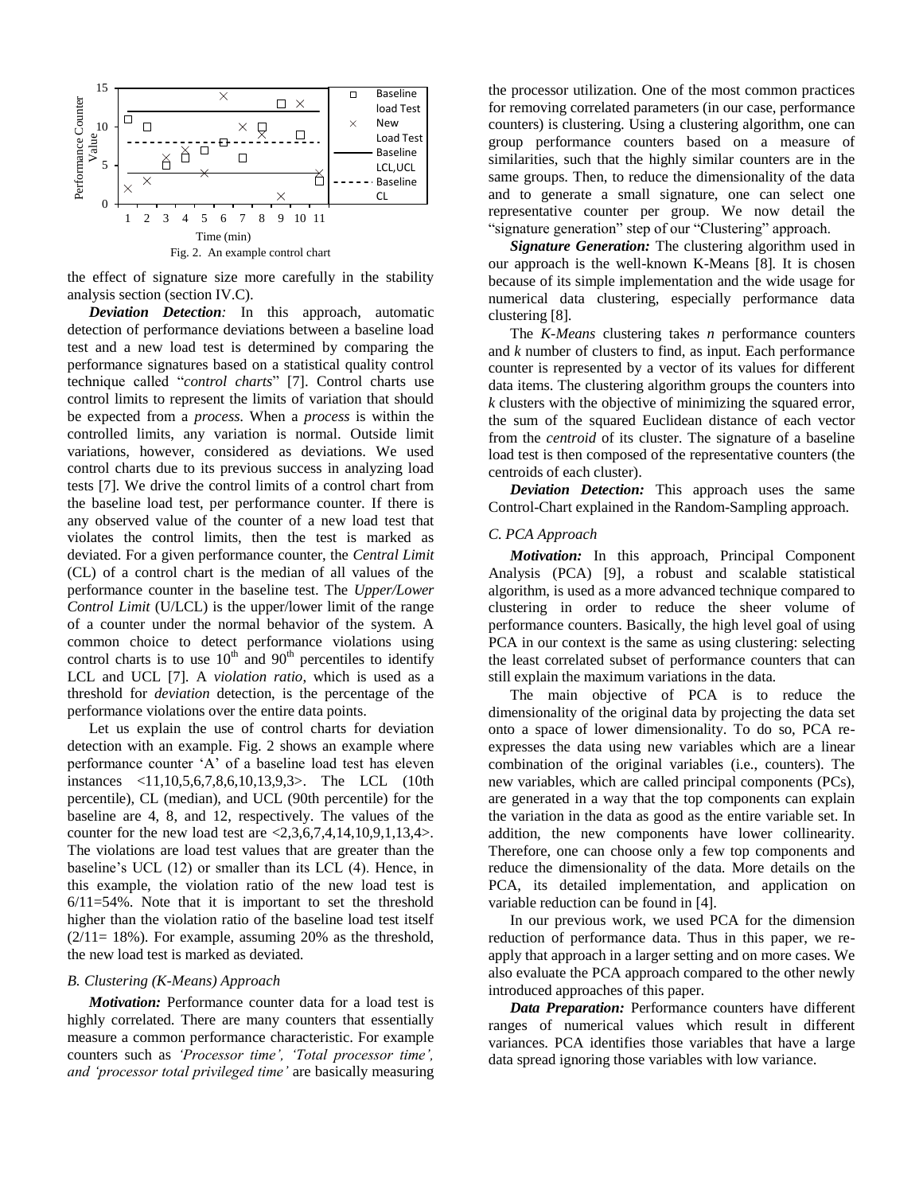Fig. 2. An example control chart

the effect of signature size more carefully in the stability analysis section (section IV.C).

***Deviation Detection:*** In this approach, automatic detection of performance deviations between a baseline load test and a new load test is determined by comparing the performance signatures based on a statistical quality control technique called "*control charts*" [7]. Control charts use control limits to represent the limits of variation that should be expected from a *process*. When a *process* is within the controlled limits, any variation is normal. Outside limit variations, however, considered as deviations. We used control charts due to its previous success in analyzing load tests [7]. We drive the control limits of a control chart from the baseline load test, per performance counter. If there is any observed value of the counter of a new load test that violates the control limits, then the test is marked as deviated. For a given performance counter, the *Central Limit* (CL) of a control chart is the median of all values of the performance counter in the baseline test. The *Upper/Lower Control Limit* (U/LCL) is the upper/lower limit of the range of a counter under the normal behavior of the system. A common choice to detect performance violations using control charts is to use $10^{th}$ and $90^{th}$ percentiles to identify LCL and UCL [7]. A *violation ratio*, which is used as a threshold for *deviation* detection, is the percentage of the performance violations over the entire data points.

Let us explain the use of control charts for deviation detection with an example. Fig. 2 shows an example where performance counter 'A' of a baseline load test has eleven instances <11,10,5,6,7,8,6,10,13,9,3>. The LCL (10th percentile), CL (median), and UCL (90th percentile) for the baseline are 4, 8, and 12, respectively. The values of the counter for the new load test are <2,3,6,7,4,14,10,9,1,13,4>. The violations are load test values that are greater than the baseline's UCL (12) or smaller than its LCL (4). Hence, in this example, the violation ratio of the new load test is 6/11=54%. Note that it is important to set the threshold higher than the violation ratio of the baseline load test itself (2/11= 18%). For example, assuming 20% as the threshold, the new load test is marked as deviated.

### *B. Clustering (K-Means) Approach*

***Motivation:*** Performance counter data for a load test is highly correlated. There are many counters that essentially measure a common performance characteristic. For example counters such as *'Processor time', 'Total processor time', and 'processor total privileged time'* are basically measuring the processor utilization. One of the most common practices for removing correlated parameters (in our case, performance counters) is clustering. Using a clustering algorithm, one can group performance counters based on a measure of similarities, such that the highly similar counters are in the same groups. Then, to reduce the dimensionality of the data and to generate a small signature, one can select one representative counter per group. We now detail the "signature generation" step of our "Clustering" approach.

***Signature Generation:*** The clustering algorithm used in our approach is the well-known K-Means [8]. It is chosen because of its simple implementation and the wide usage for numerical data clustering, especially performance data clustering [8].

The *K-Means* clustering takes *n* performance counters and *k* number of clusters to find, as input. Each performance counter is represented by a vector of its values for different data items. The clustering algorithm groups the counters into *k* clusters with the objective of minimizing the squared error, the sum of the squared Euclidean distance of each vector from the *centroid* of its cluster. The signature of a baseline load test is then composed of the representative counters (the centroids of each cluster).

***Deviation Detection:*** This approach uses the same Control-Chart explained in the Random-Sampling approach.

### *C. PCA Approach*

***Motivation:*** In this approach, Principal Component Analysis (PCA) [9], a robust and scalable statistical algorithm, is used as a more advanced technique compared to clustering in order to reduce the sheer volume of performance counters. Basically, the high level goal of using PCA in our context is the same as using clustering: selecting the least correlated subset of performance counters that can still explain the maximum variations in the data.

The main objective of PCA is to reduce the dimensionality of the original data by projecting the data set onto a space of lower dimensionality. To do so, PCA re-expresses the data using new variables which are a linear combination of the original variables (i.e., counters). The new variables, which are called principal components (PCs), are generated in a way that the top components can explain the variation in the data as good as the entire variable set. In addition, the new components have lower collinearity. Therefore, one can choose only a few top components and reduce the dimensionality of the data. More details on the PCA, its detailed implementation, and application on variable reduction can be found in [4].

In our previous work, we used PCA for the dimension reduction of performance data. Thus in this paper, we re-apply that approach in a larger setting and on more cases. We also evaluate the PCA approach compared to the other newly introduced approaches of this paper.

***Data Preparation:*** Performance counters have different ranges of numerical values which result in different variances. PCA identifies those variables that have a large data spread ignoring those variables with low variance.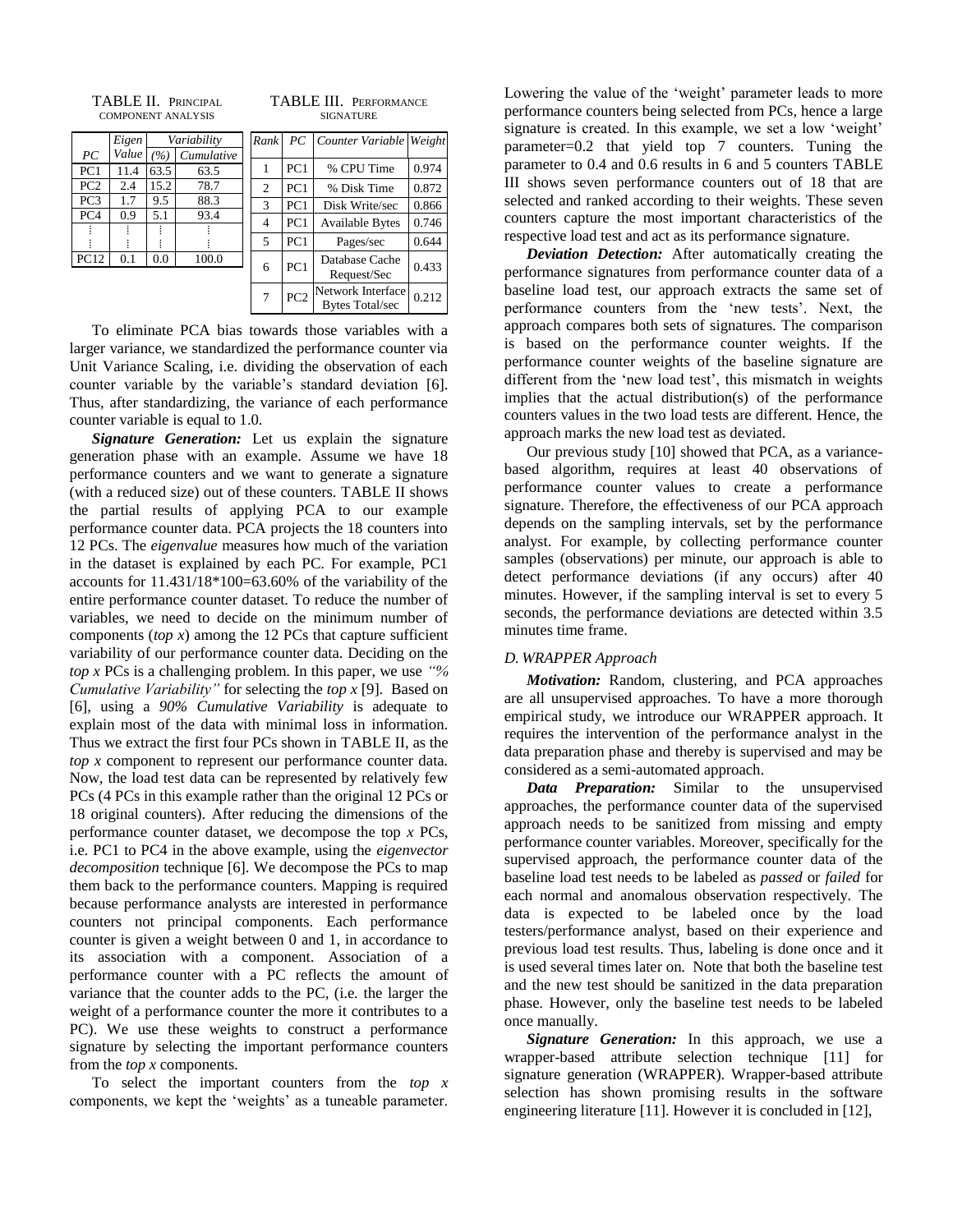TABLE II. Principal Component Analysis

| PC | Eigen Value | Variability (%) | Cumulative |
|---|---|---|---|
| PC1 | 11.4 | 63.5 | 63.5 |
| PC2 | 2.4 | 15.2 | 78.7 |
| PC3 | 1.7 | 9.5 | 88.3 |
| PC4 | 0.9 | 5.1 | 93.4 |
| ⋮ | ⋮ | ⋮ | ⋮ |
| PC12 | 0.1 | 0.0 | 100.0 |

TABLE III. Performance Signature

| Rank | PC | Counter Variable | Weight |
|---|---|---|---|
| 1 | PC1 | % CPU Time | 0.974 |
| 2 | PC1 | % Disk Time | 0.872 |
| 3 | PC1 | Disk Write/sec | 0.866 |
| 4 | PC1 | Available Bytes | 0.746 |
| 5 | PC1 | Pages/sec | 0.644 |
| 6 | PC1 | Database Cache Request/Sec | 0.433 |
| 7 | PC2 | Network Interface Bytes Total/sec | 0.212 |

To eliminate PCA bias towards those variables with a larger variance, we standardized the performance counter via Unit Variance Scaling, i.e. dividing the observation of each counter variable by the variable's standard deviation [6]. Thus, after standardizing, the variance of each performance counter variable is equal to 1.0.

***Signature Generation:*** Let us explain the signature generation phase with an example. Assume we have 18 performance counters and we want to generate a signature (with a reduced size) out of these counters. TABLE II shows the partial results of applying PCA to our example performance counter data. PCA projects the 18 counters into 12 PCs. The *eigenvalue* measures how much of the variation in the dataset is explained by each PC. For example, PC1 accounts for 11.431/18\*100=63.60% of the variability of the entire performance counter dataset. To reduce the number of variables, we need to decide on the minimum number of components (*top x*) among the 12 PCs that capture sufficient variability of our performance counter data. Deciding on the *top x* PCs is a challenging problem. In this paper, we use *"% Cumulative Variability"* for selecting the *top x* [9]. Based on [6], using a *90% Cumulative Variability* is adequate to explain most of the data with minimal loss in information. Thus we extract the first four PCs shown in TABLE II, as the *top x* component to represent our performance counter data. Now, the load test data can be represented by relatively few PCs (4 PCs in this example rather than the original 12 PCs or 18 original counters). After reducing the dimensions of the performance counter dataset, we decompose the top *x* PCs, i.e. PC1 to PC4 in the above example, using the *eigenvector decomposition* technique [6]. We decompose the PCs to map them back to the performance counters. Mapping is required because performance analysts are interested in performance counters not principal components. Each performance counter is given a weight between 0 and 1, in accordance to its association with a component. Association of a performance counter with a PC reflects the amount of variance that the counter adds to the PC, (i.e. the larger the weight of a performance counter the more it contributes to a PC). We use these weights to construct a performance signature by selecting the important performance counters from the *top x* components.

To select the important counters from the *top x* components, we kept the 'weights' as a tuneable parameter. Lowering the value of the 'weight' parameter leads to more performance counters being selected from PCs, hence a large signature is created. In this example, we set a low 'weight' parameter=0.2 that yield top 7 counters. Tuning the parameter to 0.4 and 0.6 results in 6 and 5 counters TABLE III shows seven performance counters out of 18 that are selected and ranked according to their weights. These seven counters capture the most important characteristics of the respective load test and act as its performance signature.

***Deviation Detection:*** After automatically creating the performance signatures from performance counter data of a baseline load test, our approach extracts the same set of performance counters from the 'new tests'. Next, the approach compares both sets of signatures. The comparison is based on the performance counter weights. If the performance counter weights of the baseline signature are different from the 'new load test', this mismatch in weights implies that the actual distribution(s) of the performance counters values in the two load tests are different. Hence, the approach marks the new load test as deviated.

Our previous study [10] showed that PCA, as a variance-based algorithm, requires at least 40 observations of performance counter values to create a performance signature. Therefore, the effectiveness of our PCA approach depends on the sampling intervals, set by the performance analyst. For example, by collecting performance counter samples (observations) per minute, our approach is able to detect performance deviations (if any occurs) after 40 minutes. However, if the sampling interval is set to every 5 seconds, the performance deviations are detected within 3.5 minutes time frame.

### *D. WRAPPER Approach*

***Motivation:*** Random, clustering, and PCA approaches are all unsupervised approaches. To have a more thorough empirical study, we introduce our WRAPPER approach. It requires the intervention of the performance analyst in the data preparation phase and thereby is supervised and may be considered as a semi-automated approach.

***Data Preparation:*** Similar to the unsupervised approaches, the performance counter data of the supervised approach needs to be sanitized from missing and empty performance counter variables. Moreover, specifically for the supervised approach, the performance counter data of the baseline load test needs to be labeled as *passed* or *failed* for each normal and anomalous observation respectively. The data is expected to be labeled once by the load testers/performance analyst, based on their experience and previous load test results. Thus, labeling is done once and it is used several times later on. Note that both the baseline test and the new test should be sanitized in the data preparation phase. However, only the baseline test needs to be labeled once manually.

***Signature Generation:*** In this approach, we use a wrapper-based attribute selection technique [11] for signature generation (WRAPPER). Wrapper-based attribute selection has shown promising results in the software engineering literature [11]. However it is concluded in [12],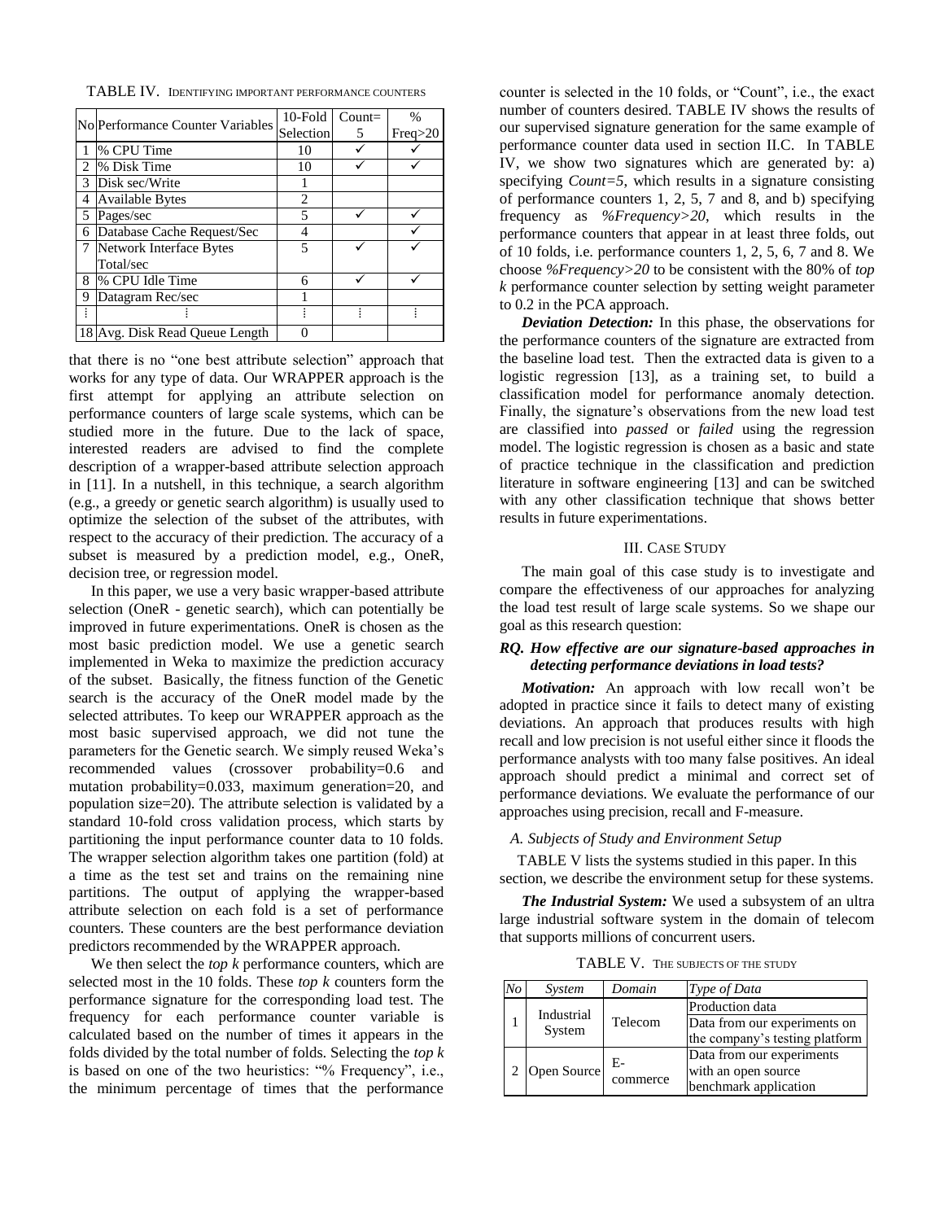TABLE IV. IDENTIFYING IMPORTANT PERFORMANCE COUNTERS

| No | Performance Counter Variables | 10-Fold Selection | Count=5 | % Freq>20 |
|---|---|---|---|---|
| 1 | % CPU Time | 10 | ✓ | ✓ |
| 2 | % Disk Time | 10 | ✓ | ✓ |
| 3 | Disk sec/Write | 1 | | |
| 4 | Available Bytes | 2 | | |
| 5 | Pages/sec | 5 | ✓ | ✓ |
| 6 | Database Cache Request/Sec | 4 | | ✓ |
| 7 | Network Interface Bytes Total/sec | 5 | ✓ | ✓ |
| 8 | % CPU Idle Time | 6 | ✓ | ✓ |
| 9 | Datagram Rec/sec | 1 | | |
| ⋮ | ⋮ | ⋮ | ⋮ | ⋮ |
| 18 | Avg. Disk Read Queue Length | 0 | | |

that there is no "one best attribute selection" approach that works for any type of data. Our WRAPPER approach is the first attempt for applying an attribute selection on performance counters of large scale systems, which can be studied more in the future. Due to the lack of space, interested readers are advised to find the complete description of a wrapper-based attribute selection approach in [11]. In a nutshell, in this technique, a search algorithm (e.g., a greedy or genetic search algorithm) is usually used to optimize the selection of the subset of the attributes, with respect to the accuracy of their prediction. The accuracy of a subset is measured by a prediction model, e.g., OneR, decision tree, or regression model.

In this paper, we use a very basic wrapper-based attribute selection (OneR - genetic search), which can potentially be improved in future experimentations. OneR is chosen as the most basic prediction model. We use a genetic search implemented in Weka to maximize the prediction accuracy of the subset. Basically, the fitness function of the Genetic search is the accuracy of the OneR model made by the selected attributes. To keep our WRAPPER approach as the most basic supervised approach, we did not tune the parameters for the Genetic search. We simply reused Weka's recommended values (crossover probability=0.6 and mutation probability=0.033, maximum generation=20, and population size=20). The attribute selection is validated by a standard 10-fold cross validation process, which starts by partitioning the input performance counter data to 10 folds. The wrapper selection algorithm takes one partition (fold) at a time as the test set and trains on the remaining nine partitions. The output of applying the wrapper-based attribute selection on each fold is a set of performance counters. These counters are the best performance deviation predictors recommended by the WRAPPER approach.

We then select the *top k* performance counters, which are selected most in the 10 folds. These *top k* counters form the performance signature for the corresponding load test. The frequency for each performance counter variable is calculated based on the number of times it appears in the folds divided by the total number of folds. Selecting the *top k* is based on one of the two heuristics: "% Frequency", i.e., the minimum percentage of times that the performance counter is selected in the 10 folds, or "Count", i.e., the exact number of counters desired. TABLE IV shows the results of our supervised signature generation for the same example of performance counter data used in section II.C. In TABLE IV, we show two signatures which are generated by: a) specifying *Count=5*, which results in a signature consisting of performance counters 1, 2, 5, 7 and 8, and b) specifying frequency as *%Frequency>20*, which results in the performance counters that appear in at least three folds, out of 10 folds, i.e. performance counters 1, 2, 5, 6, 7 and 8. We choose *%Frequency>20* to be consistent with the 80% of *top k* performance counter selection by setting weight parameter to 0.2 in the PCA approach.

***Deviation Detection:*** In this phase, the observations for the performance counters of the signature are extracted from the baseline load test. Then the extracted data is given to a logistic regression [13], as a training set, to build a classification model for performance anomaly detection. Finally, the signature's observations from the new load test are classified into *passed* or *failed* using the regression model. The logistic regression is chosen as a basic and state of practice technique in the classification and prediction literature in software engineering [13] and can be switched with any other classification technique that shows better results in future experimentations.

## III. CASE STUDY

The main goal of this case study is to investigate and compare the effectiveness of our approaches for analyzing the load test result of large scale systems. So we shape our goal as this research question:

***RQ. How effective are our signature-based approaches in detecting performance deviations in load tests?***

***Motivation:*** An approach with low recall won't be adopted in practice since it fails to detect many of existing deviations. An approach that produces results with high recall and low precision is not useful either since it floods the performance analysts with too many false positives. An ideal approach should predict a minimal and correct set of performance deviations. We evaluate the performance of our approaches using precision, recall and F-measure.

### *A. Subjects of Study and Environment Setup*

TABLE V lists the systems studied in this paper. In this section, we describe the environment setup for these systems.

***The Industrial System:*** We used a subsystem of an ultra large industrial software system in the domain of telecom that supports millions of concurrent users.

TABLE V. THE SUBJECTS OF THE STUDY

| *No* | *System* | *Domain* | *Type of Data* |
|---|---|---|---|
| 1 | Industrial System | Telecom | Production data |
| | | | Data from our experiments on the company's testing platform |
| 2 | Open Source | E-commerce | Data from our experiments with an open source benchmark application |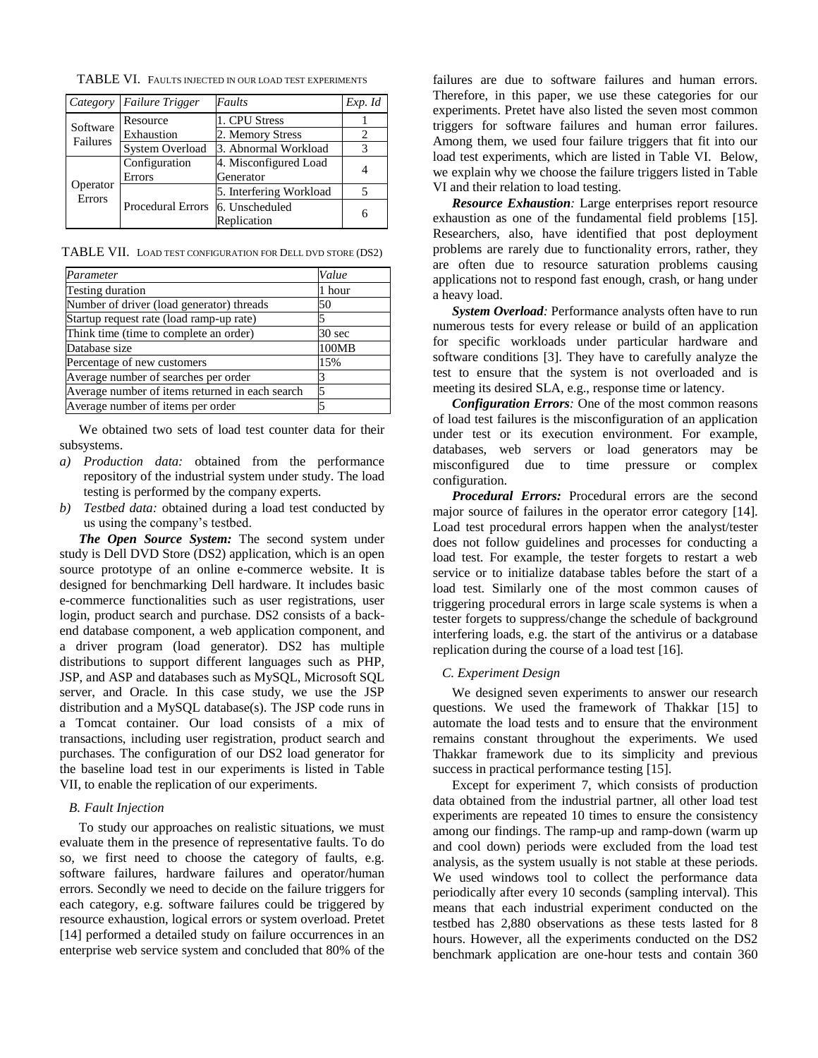TABLE VI. FAULTS INJECTED IN OUR LOAD TEST EXPERIMENTS

| Category | Failure Trigger | Faults | Exp. Id |
|---|---|---|---|
| Software Failures | Resource Exhaustion | 1. CPU Stress | 1 |
| | | 2. Memory Stress | 2 |
| | System Overload | 3. Abnormal Workload | 3 |
| Operator Errors | Configuration Errors | 4. Misconfigured Load Generator | 4 |
| | Procedural Errors | 5. Interfering Workload | 5 |
| | | 6. Unscheduled Replication | 6 |

TABLE VII. LOAD TEST CONFIGURATION FOR DELL DVD STORE (DS2)

| Parameter | Value |
|---|---|
| Testing duration | 1 hour |
| Number of driver (load generator) threads | 50 |
| Startup request rate (load ramp-up rate) | 5 |
| Think time (time to complete an order) | 30 sec |
| Database size | 100MB |
| Percentage of new customers | 15% |
| Average number of searches per order | 3 |
| Average number of items returned in each search | 5 |
| Average number of items per order | 5 |

We obtained two sets of load test counter data for their subsystems.

*a) Production data:* obtained from the performance repository of the industrial system under study. The load testing is performed by the company experts.

*b) Testbed data:* obtained during a load test conducted by us using the company's testbed.

***The Open Source System:*** The second system under study is Dell DVD Store (DS2) application, which is an open source prototype of an online e-commerce website. It is designed for benchmarking Dell hardware. It includes basic e-commerce functionalities such as user registrations, user login, product search and purchase. DS2 consists of a back-end database component, a web application component, and a driver program (load generator). DS2 has multiple distributions to support different languages such as PHP, JSP, and ASP and databases such as MySQL, Microsoft SQL server, and Oracle. In this case study, we use the JSP distribution and a MySQL database(s). The JSP code runs in a Tomcat container. Our load consists of a mix of transactions, including user registration, product search and purchases. The configuration of our DS2 load generator for the baseline load test in our experiments is listed in Table VII, to enable the replication of our experiments.

### *B. Fault Injection*

To study our approaches on realistic situations, we must evaluate them in the presence of representative faults. To do so, we first need to choose the category of faults, e.g. software failures, hardware failures and operator/human errors. Secondly we need to decide on the failure triggers for each category, e.g. software failures could be triggered by resource exhaustion, logical errors or system overload. Pretet [14] performed a detailed study on failure occurrences in an enterprise web service system and concluded that 80% of the failures are due to software failures and human errors. Therefore, in this paper, we use these categories for our experiments. Pretet have also listed the seven most common triggers for software failures and human error failures. Among them, we used four failure triggers that fit into our load test experiments, which are listed in Table VI. Below, we explain why we choose the failure triggers listed in Table VI and their relation to load testing.

***Resource Exhaustion:*** Large enterprises report resource exhaustion as one of the fundamental field problems [15]. Researchers, also, have identified that post deployment problems are rarely due to functionality errors, rather, they are often due to resource saturation problems causing applications not to respond fast enough, crash, or hang under a heavy load.

***System Overload:*** Performance analysts often have to run numerous tests for every release or build of an application for specific workloads under particular hardware and software conditions [3]. They have to carefully analyze the test to ensure that the system is not overloaded and is meeting its desired SLA, e.g., response time or latency.

***Configuration Errors:*** One of the most common reasons of load test failures is the misconfiguration of an application under test or its execution environment. For example, databases, web servers or load generators may be misconfigured due to time pressure or complex configuration.

***Procedural Errors:*** Procedural errors are the second major source of failures in the operator error category [14]. Load test procedural errors happen when the analyst/tester does not follow guidelines and processes for conducting a load test. For example, the tester forgets to restart a web service or to initialize database tables before the start of a load test. Similarly one of the most common causes of triggering procedural errors in large scale systems is when a tester forgets to suppress/change the schedule of background interfering loads, e.g. the start of the antivirus or a database replication during the course of a load test [16].

### *C. Experiment Design*

We designed seven experiments to answer our research questions. We used the framework of Thakkar [15] to automate the load tests and to ensure that the environment remains constant throughout the experiments. We used Thakkar framework due to its simplicity and previous success in practical performance testing [15].

Except for experiment 7, which consists of production data obtained from the industrial partner, all other load test experiments are repeated 10 times to ensure the consistency among our findings. The ramp-up and ramp-down (warm up and cool down) periods were excluded from the load test analysis, as the system usually is not stable at these periods. We used windows tool to collect the performance data periodically after every 10 seconds (sampling interval). This means that each industrial experiment conducted on the testbed has 2,880 observations as these tests lasted for 8 hours. However, all the experiments conducted on the DS2 benchmark application are one-hour tests and contain 360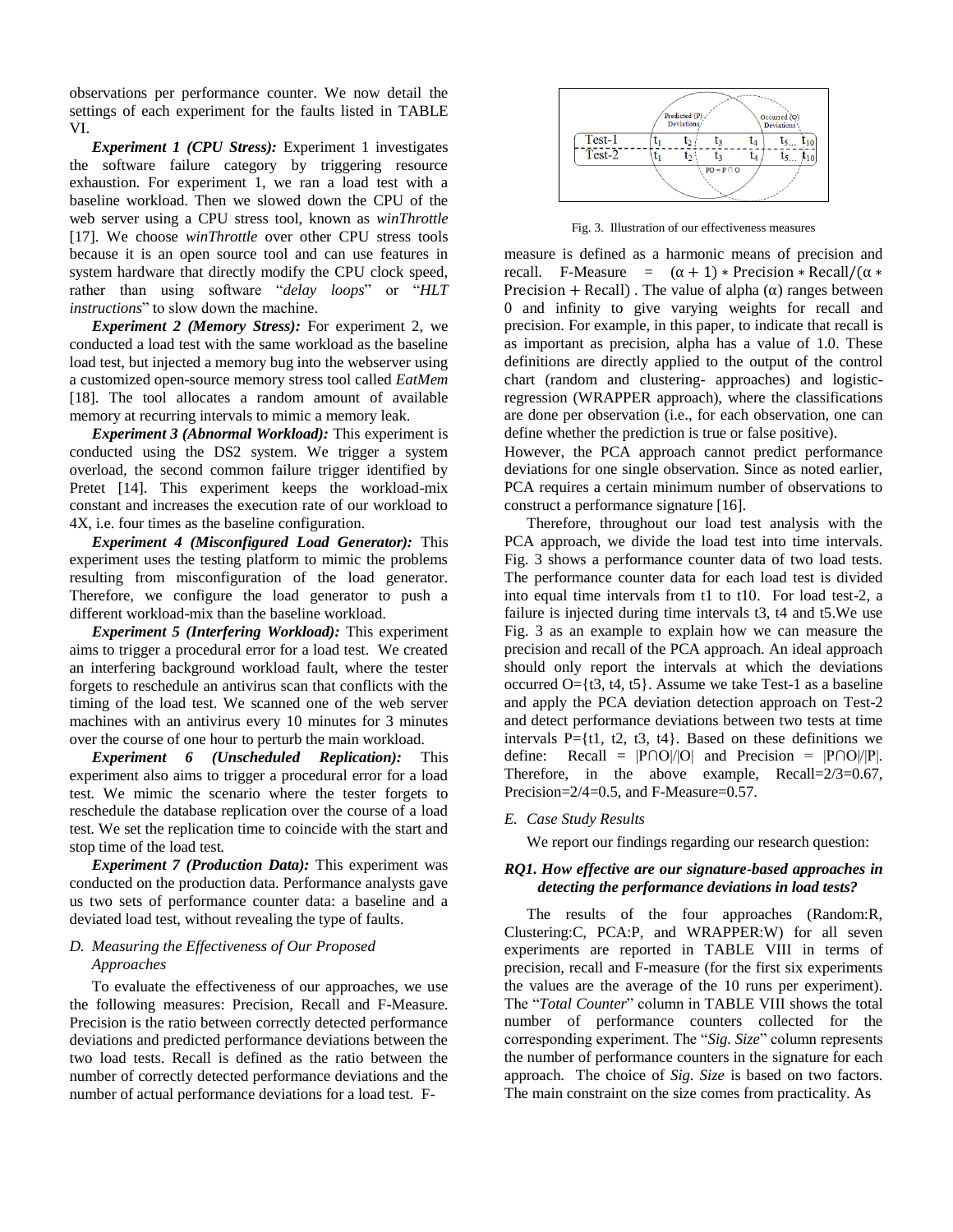observations per performance counter. We now detail the settings of each experiment for the faults listed in TABLE VI.

***Experiment 1 (CPU Stress):*** Experiment 1 investigates the software failure category by triggering resource exhaustion. For experiment 1, we ran a load test with a baseline workload. Then we slowed down the CPU of the web server using a CPU stress tool, known as *winThrottle* [17]. We choose *winThrottle* over other CPU stress tools because it is an open source tool and can use features in system hardware that directly modify the CPU clock speed, rather than using software "*delay loops*" or "*HLT instructions*" to slow down the machine.

***Experiment 2 (Memory Stress):*** For experiment 2, we conducted a load test with the same workload as the baseline load test, but injected a memory bug into the webserver using a customized open-source memory stress tool called *EatMem* [18]. The tool allocates a random amount of available memory at recurring intervals to mimic a memory leak.

***Experiment 3 (Abnormal Workload):*** This experiment is conducted using the DS2 system. We trigger a system overload, the second common failure trigger identified by Pretet [14]. This experiment keeps the workload-mix constant and increases the execution rate of our workload to 4X, i.e. four times as the baseline configuration.

***Experiment 4 (Misconfigured Load Generator):*** This experiment uses the testing platform to mimic the problems resulting from misconfiguration of the load generator. Therefore, we configure the load generator to push a different workload-mix than the baseline workload.

***Experiment 5 (Interfering Workload):*** This experiment aims to trigger a procedural error for a load test. We created an interfering background workload fault, where the tester forgets to reschedule an antivirus scan that conflicts with the timing of the load test. We scanned one of the web server machines with an antivirus every 10 minutes for 3 minutes over the course of one hour to perturb the main workload.

***Experiment 6 (Unscheduled Replication):*** This experiment also aims to trigger a procedural error for a load test. We mimic the scenario where the tester forgets to reschedule the database replication over the course of a load test. We set the replication time to coincide with the start and stop time of the load test.

***Experiment 7 (Production Data):*** This experiment was conducted on the production data. Performance analysts gave us two sets of performance counter data: a baseline and a deviated load test, without revealing the type of faults.

### D. Measuring the Effectiveness of Our Proposed Approaches

To evaluate the effectiveness of our approaches, we use the following measures: Precision, Recall and F-Measure. Precision is the ratio between correctly detected performance deviations and predicted performance deviations between the two load tests. Recall is defined as the ratio between the number of correctly detected performance deviations and the number of actual performance deviations for a load test. F-measure is defined as a harmonic means of precision and recall. F-Measure $= (\alpha + 1) * \text{Precision} * \text{Recall} / (\alpha * \text{Precision} + \text{Recall})$. The value of alpha ($\alpha$) ranges between 0 and infinity to give varying weights for recall and precision. For example, in this paper, to indicate that recall is as important as precision, alpha has a value of 1.0. These definitions are directly applied to the output of the control chart (random and clustering- approaches) and logistic-regression (WRAPPER approach), where the classifications are done per observation (i.e., for each observation, one can define whether the prediction is true or false positive).

Fig. 3. Illustration of our effectiveness measures

However, the PCA approach cannot predict performance deviations for one single observation. Since as noted earlier, PCA requires a certain minimum number of observations to construct a performance signature [16].

Therefore, throughout our load test analysis with the PCA approach, we divide the load test into time intervals. Fig. 3 shows a performance counter data of two load tests. The performance counter data for each load test is divided into equal time intervals from t1 to t10. For load test-2, a failure is injected during time intervals t3, t4 and t5.We use Fig. 3 as an example to explain how we can measure the precision and recall of the PCA approach. An ideal approach should only report the intervals at which the deviations occurred O={t3, t4, t5}. Assume we take Test-1 as a baseline and apply the PCA deviation detection approach on Test-2 and detect performance deviations between two tests at time intervals P={t1, t2, t3, t4}. Based on these definitions we define: Recall = $|P \cap O|/|O|$ and Precision = $|P \cap O|/|P|$. Therefore, in the above example, Recall=2/3=0.67, Precision=2/4=0.5, and F-Measure=0.57.

### E. Case Study Results

We report our findings regarding our research question:

#### *RQ1. How effective are our signature-based approaches in detecting the performance deviations in load tests?*

The results of the four approaches (Random:R, Clustering:C, PCA:P, and WRAPPER:W) for all seven experiments are reported in TABLE VIII in terms of precision, recall and F-measure (for the first six experiments the values are the average of the 10 runs per experiment). The "*Total Counter*" column in TABLE VIII shows the total number of performance counters collected for the corresponding experiment. The "*Sig. Size*" column represents the number of performance counters in the signature for each approach. The choice of *Sig. Size* is based on two factors. The main constraint on the size comes from practicality. As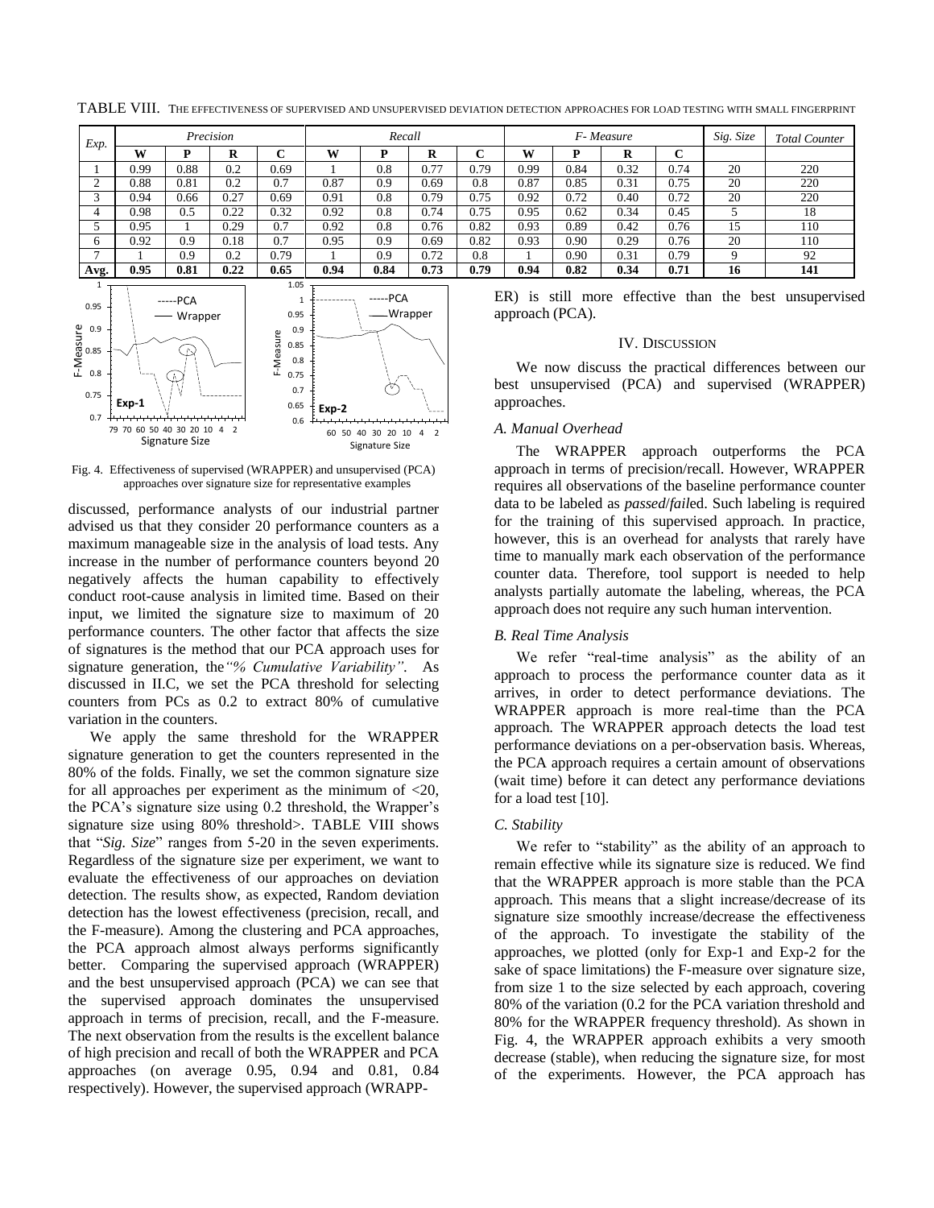TABLE VIII. THE EFFECTIVENESS OF SUPERVISED AND UNSUPERVISED DEVIATION DETECTION APPROACHES FOR LOAD TESTING WITH SMALL FINGERPRINT

| Exp. | *Precision* | | | | *Recall* | | | | *F- Measure* | | | | *Sig. Size* | *Total Counter* |
|---|---|---|---|---|---|---|---|---|---|---|---|---|---|---|
| | **W** | **P** | **R** | **C** | **W** | **P** | **R** | **C** | **W** | **P** | **R** | **C** | | |
| 1 | 0.99 | 0.88 | 0.2 | 0.69 | 1 | 0.8 | 0.77 | 0.79 | 0.99 | 0.84 | 0.32 | 0.74 | 20 | 220 |
| 2 | 0.88 | 0.81 | 0.2 | 0.7 | 0.87 | 0.9 | 0.69 | 0.8 | 0.87 | 0.85 | 0.31 | 0.75 | 20 | 220 |
| 3 | 0.94 | 0.66 | 0.27 | 0.69 | 0.91 | 0.8 | 0.79 | 0.75 | 0.92 | 0.72 | 0.40 | 0.72 | 20 | 220 |
| 4 | 0.98 | 0.5 | 0.22 | 0.32 | 0.92 | 0.8 | 0.74 | 0.75 | 0.95 | 0.62 | 0.34 | 0.45 | 5 | 18 |
| 5 | 0.95 | 1 | 0.29 | 0.7 | 0.92 | 0.8 | 0.76 | 0.82 | 0.93 | 0.89 | 0.42 | 0.76 | 15 | 110 |
| 6 | 0.92 | 0.9 | 0.18 | 0.7 | 0.95 | 0.9 | 0.69 | 0.82 | 0.93 | 0.90 | 0.29 | 0.76 | 20 | 110 |
| 7 | 1 | 0.9 | 0.2 | 0.79 | 1 | 0.9 | 0.72 | 0.8 | 1 | 0.90 | 0.31 | 0.79 | 9 | 92 |
| **Avg.** | **0.95** | **0.81** | **0.22** | **0.65** | **0.94** | **0.84** | **0.73** | **0.79** | **0.94** | **0.82** | **0.34** | **0.71** | **16** | **141** |

Fig. 4. Effectiveness of supervised (WRAPPER) and unsupervised (PCA) approaches over signature size for representative examples

discussed, performance analysts of our industrial partner advised us that they consider 20 performance counters as a maximum manageable size in the analysis of load tests. Any increase in the number of performance counters beyond 20 negatively affects the human capability to effectively conduct root-cause analysis in limited time. Based on their input, we limited the signature size to maximum of 20 performance counters. The other factor that affects the size of signatures is the method that our PCA approach uses for signature generation, the *"% Cumulative Variability"*. As discussed in II.C, we set the PCA threshold for selecting counters from PCs as 0.2 to extract 80% of cumulative variation in the counters.

We apply the same threshold for the WRAPPER signature generation to get the counters represented in the 80% of the folds. Finally, we set the common signature size for all approaches per experiment as the minimum of <20, the PCA's signature size using 0.2 threshold, the Wrapper's signature size using 80% threshold>. TABLE VIII shows that "*Sig. Size*" ranges from 5-20 in the seven experiments. Regardless of the signature size per experiment, we want to evaluate the effectiveness of our approaches on deviation detection. The results show, as expected, Random deviation detection has the lowest effectiveness (precision, recall, and the F-measure). Among the clustering and PCA approaches, the PCA approach almost always performs significantly better. Comparing the supervised approach (WRAPPER) and the best unsupervised approach (PCA) we can see that the supervised approach dominates the unsupervised approach in terms of precision, recall, and the F-measure. The next observation from the results is the excellent balance of high precision and recall of both the WRAPPER and PCA approaches (on average 0.95, 0.94 and 0.81, 0.84 respectively). However, the supervised approach (WRAPPER) is still more effective than the best unsupervised approach (PCA).

## IV. DISCUSSION

We now discuss the practical differences between our best unsupervised (PCA) and supervised (WRAPPER) approaches.

### *A. Manual Overhead*

The WRAPPER approach outperforms the PCA approach in terms of precision/recall. However, WRAPPER requires all observations of the baseline performance counter data to be labeled as *passed*/*fail*ed. Such labeling is required for the training of this supervised approach. In practice, however, this is an overhead for analysts that rarely have time to manually mark each observation of the performance counter data. Therefore, tool support is needed to help analysts partially automate the labeling, whereas, the PCA approach does not require any such human intervention.

### *B. Real Time Analysis*

We refer "real-time analysis" as the ability of an approach to process the performance counter data as it arrives, in order to detect performance deviations. The WRAPPER approach is more real-time than the PCA approach. The WRAPPER approach detects the load test performance deviations on a per-observation basis. Whereas, the PCA approach requires a certain amount of observations (wait time) before it can detect any performance deviations for a load test [10].

### *C. Stability*

We refer to "stability" as the ability of an approach to remain effective while its signature size is reduced. We find that the WRAPPER approach is more stable than the PCA approach. This means that a slight increase/decrease of its signature size smoothly increase/decrease the effectiveness of the approach. To investigate the stability of the approaches, we plotted (only for Exp-1 and Exp-2 for the sake of space limitations) the F-measure over signature size, from size 1 to the size selected by each approach, covering 80% of the variation (0.2 for the PCA variation threshold and 80% for the WRAPPER frequency threshold). As shown in Fig. 4, the WRAPPER approach exhibits a very smooth decrease (stable), when reducing the signature size, for most of the experiments. However, the PCA approach has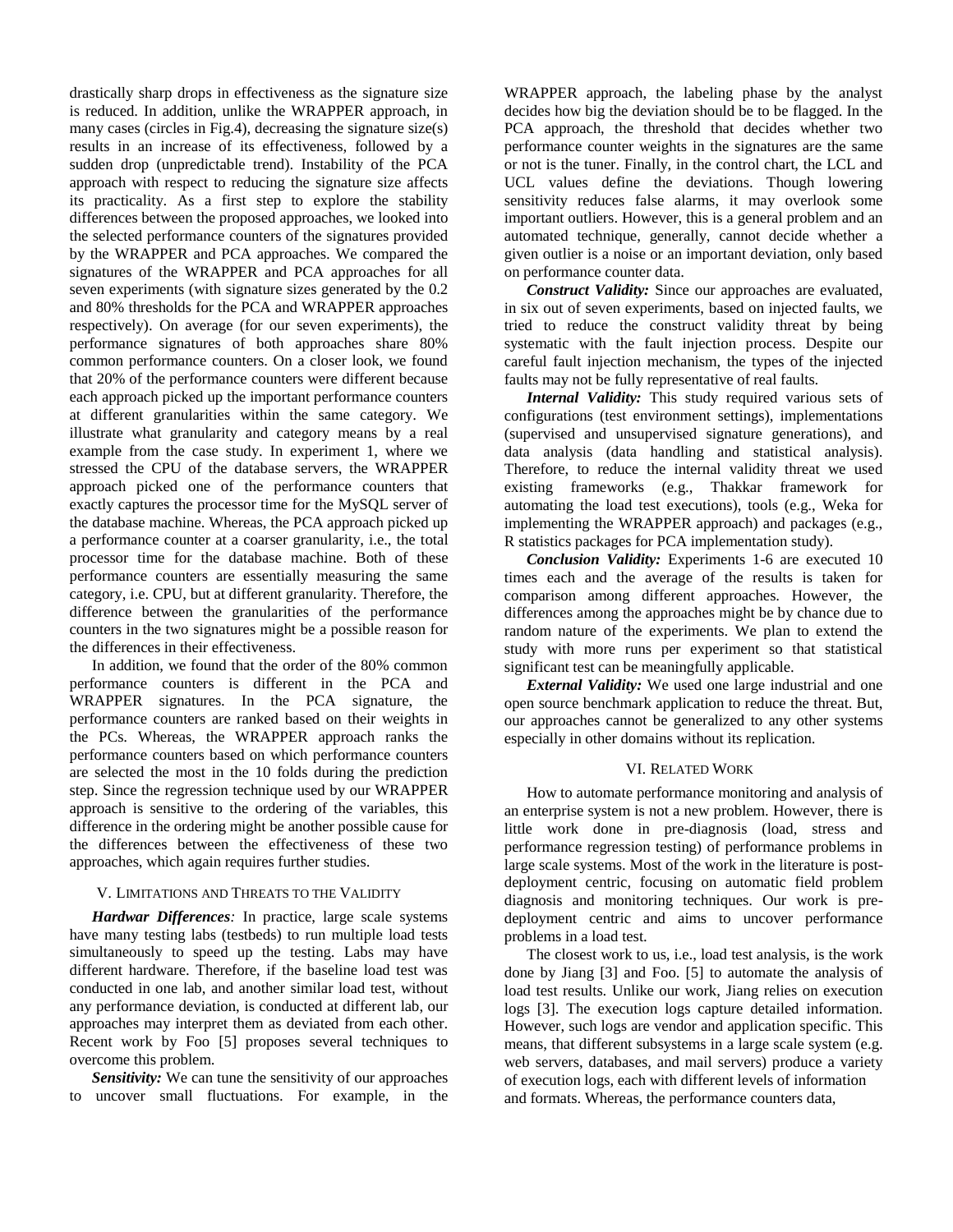drastically sharp drops in effectiveness as the signature size is reduced. In addition, unlike the WRAPPER approach, in many cases (circles in Fig.4), decreasing the signature size(s) results in an increase of its effectiveness, followed by a sudden drop (unpredictable trend). Instability of the PCA approach with respect to reducing the signature size affects its practicality. As a first step to explore the stability differences between the proposed approaches, we looked into the selected performance counters of the signatures provided by the WRAPPER and PCA approaches. We compared the signatures of the WRAPPER and PCA approaches for all seven experiments (with signature sizes generated by the 0.2 and 80% thresholds for the PCA and WRAPPER approaches respectively). On average (for our seven experiments), the performance signatures of both approaches share 80% common performance counters. On a closer look, we found that 20% of the performance counters were different because each approach picked up the important performance counters at different granularities within the same category. We illustrate what granularity and category means by a real example from the case study. In experiment 1, where we stressed the CPU of the database servers, the WRAPPER approach picked one of the performance counters that exactly captures the processor time for the MySQL server of the database machine. Whereas, the PCA approach picked up a performance counter at a coarser granularity, i.e., the total processor time for the database machine. Both of these performance counters are essentially measuring the same category, i.e. CPU, but at different granularity. Therefore, the difference between the granularities of the performance counters in the two signatures might be a possible reason for the differences in their effectiveness.

In addition, we found that the order of the 80% common performance counters is different in the PCA and WRAPPER signatures. In the PCA signature, the performance counters are ranked based on their weights in the PCs. Whereas, the WRAPPER approach ranks the performance counters based on which performance counters are selected the most in the 10 folds during the prediction step. Since the regression technique used by our WRAPPER approach is sensitive to the ordering of the variables, this difference in the ordering might be another possible cause for the differences between the effectiveness of these two approaches, which again requires further studies.

## V. Limitations and Threats to the Validity

***Hardwar Differences**:* In practice, large scale systems have many testing labs (testbeds) to run multiple load tests simultaneously to speed up the testing. Labs may have different hardware. Therefore, if the baseline load test was conducted in one lab, and another similar load test, without any performance deviation, is conducted at different lab, our approaches may interpret them as deviated from each other. Recent work by Foo [5] proposes several techniques to overcome this problem.

***Sensitivity:*** We can tune the sensitivity of our approaches to uncover small fluctuations. For example, in the WRAPPER approach, the labeling phase by the analyst decides how big the deviation should be to be flagged. In the PCA approach, the threshold that decides whether two performance counter weights in the signatures are the same or not is the tuner. Finally, in the control chart, the LCL and UCL values define the deviations. Though lowering sensitivity reduces false alarms, it may overlook some important outliers. However, this is a general problem and an automated technique, generally, cannot decide whether a given outlier is a noise or an important deviation, only based on performance counter data.

***Construct Validity:*** Since our approaches are evaluated, in six out of seven experiments, based on injected faults, we tried to reduce the construct validity threat by being systematic with the fault injection process. Despite our careful fault injection mechanism, the types of the injected faults may not be fully representative of real faults.

***Internal Validity:*** This study required various sets of configurations (test environment settings), implementations (supervised and unsupervised signature generations), and data analysis (data handling and statistical analysis). Therefore, to reduce the internal validity threat we used existing frameworks (e.g., Thakkar framework for automating the load test executions), tools (e.g., Weka for implementing the WRAPPER approach) and packages (e.g., R statistics packages for PCA implementation study).

***Conclusion Validity:*** Experiments 1-6 are executed 10 times each and the average of the results is taken for comparison among different approaches. However, the differences among the approaches might be by chance due to random nature of the experiments. We plan to extend the study with more runs per experiment so that statistical significant test can be meaningfully applicable.

***External Validity:*** We used one large industrial and one open source benchmark application to reduce the threat. But, our approaches cannot be generalized to any other systems especially in other domains without its replication.

## VI. Related Work

How to automate performance monitoring and analysis of an enterprise system is not a new problem. However, there is little work done in pre-diagnosis (load, stress and performance regression testing) of performance problems in large scale systems. Most of the work in the literature is post-deployment centric, focusing on automatic field problem diagnosis and monitoring techniques. Our work is pre-deployment centric and aims to uncover performance problems in a load test.

The closest work to us, i.e., load test analysis, is the work done by Jiang [3] and Foo. [5] to automate the analysis of load test results. Unlike our work, Jiang relies on execution logs [3]. The execution logs capture detailed information. However, such logs are vendor and application specific. This means, that different subsystems in a large scale system (e.g. web servers, databases, and mail servers) produce a variety of execution logs, each with different levels of information and formats. Whereas, the performance counters data,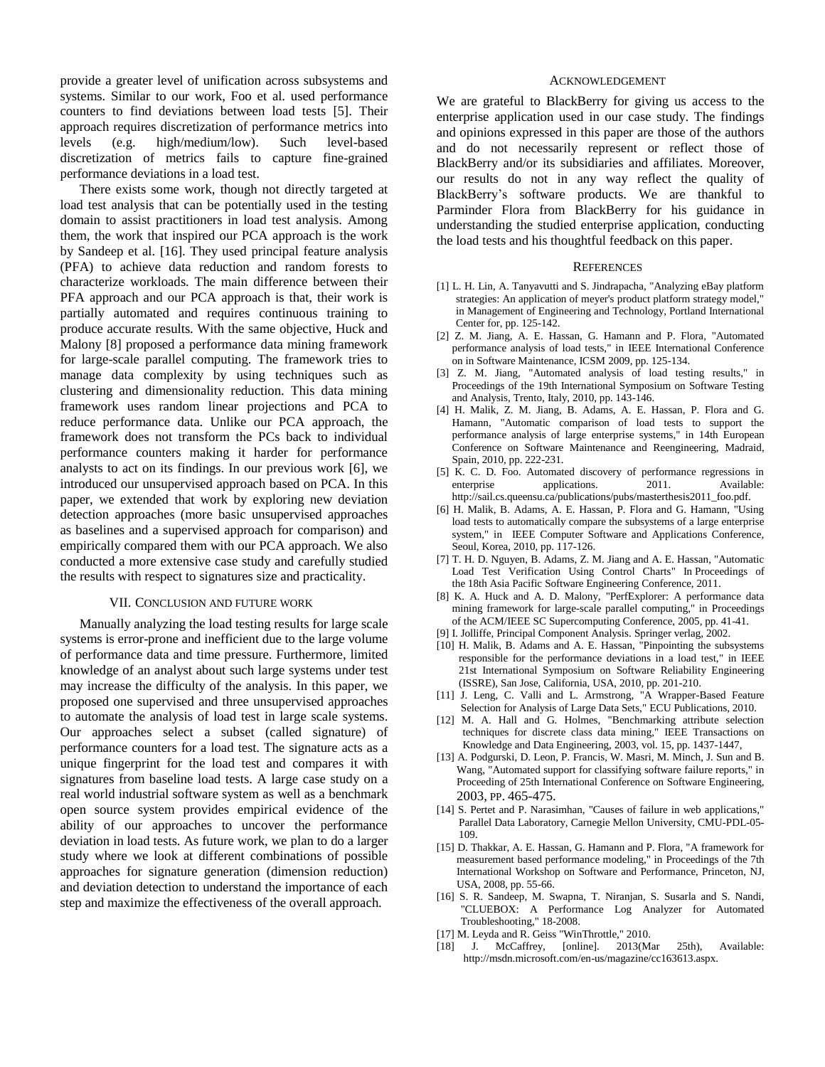provide a greater level of unification across subsystems and systems. Similar to our work, Foo et al. used performance counters to find deviations between load tests [5]. Their approach requires discretization of performance metrics into levels (e.g. high/medium/low). Such level-based discretization of metrics fails to capture fine-grained performance deviations in a load test.

There exists some work, though not directly targeted at load test analysis that can be potentially used in the testing domain to assist practitioners in load test analysis. Among them, the work that inspired our PCA approach is the work by Sandeep et al. [16]. They used principal feature analysis (PFA) to achieve data reduction and random forests to characterize workloads. The main difference between their PFA approach and our PCA approach is that, their work is partially automated and requires continuous training to produce accurate results. With the same objective, Huck and Malony [8] proposed a performance data mining framework for large-scale parallel computing. The framework tries to manage data complexity by using techniques such as clustering and dimensionality reduction. This data mining framework uses random linear projections and PCA to reduce performance data. Unlike our PCA approach, the framework does not transform the PCs back to individual performance counters making it harder for performance analysts to act on its findings. In our previous work [6], we introduced our unsupervised approach based on PCA. In this paper, we extended that work by exploring new deviation detection approaches (more basic unsupervised approaches as baselines and a supervised approach for comparison) and empirically compared them with our PCA approach. We also conducted a more extensive case study and carefully studied the results with respect to signatures size and practicality.

## VII. Conclusion and Future Work

Manually analyzing the load testing results for large scale systems is error-prone and inefficient due to the large volume of performance data and time pressure. Furthermore, limited knowledge of an analyst about such large systems under test may increase the difficulty of the analysis. In this paper, we proposed one supervised and three unsupervised approaches to automate the analysis of load test in large scale systems. Our approaches select a subset (called signature) of performance counters for a load test. The signature acts as a unique fingerprint for the load test and compares it with signatures from baseline load tests. A large case study on a real world industrial software system as well as a benchmark open source system provides empirical evidence of the ability of our approaches to uncover the performance deviation in load tests. As future work, we plan to do a larger study where we look at different combinations of possible approaches for signature generation (dimension reduction) and deviation detection to understand the importance of each step and maximize the effectiveness of the overall approach.

## Acknowledgement

We are grateful to BlackBerry for giving us access to the enterprise application used in our case study. The findings and opinions expressed in this paper are those of the authors and do not necessarily represent or reflect those of BlackBerry and/or its subsidiaries and affiliates. Moreover, our results do not in any way reflect the quality of BlackBerry's software products. We are thankful to Parminder Flora from BlackBerry for his guidance in understanding the studied enterprise application, conducting the load tests and his thoughtful feedback on this paper.

## References

[1] L. H. Lin, A. Tanyavutti and S. Jindrapacha, "Analyzing eBay platform strategies: An application of meyer's product platform strategy model," in Management of Engineering and Technology, Portland International Center for, pp. 125-142.

[2] Z. M. Jiang, A. E. Hassan, G. Hamann and P. Flora, "Automated performance analysis of load tests," in IEEE International Conference on in Software Maintenance, ICSM 2009, pp. 125-134.

[3] Z. M. Jiang, "Automated analysis of load testing results," in Proceedings of the 19th International Symposium on Software Testing and Analysis, Trento, Italy, 2010, pp. 143-146.

[4] H. Malik, Z. M. Jiang, B. Adams, A. E. Hassan, P. Flora and G. Hamann, "Automatic comparison of load tests to support the performance analysis of large enterprise systems," in 14th European Conference on Software Maintenance and Reengineering, Madraid, Spain, 2010, pp. 222-231.

[5] K. C. D. Foo. Automated discovery of performance regressions in enterprise applications. 2011. Available: http://sail.cs.queensu.ca/publications/pubs/masterthesis2011_foo.pdf.

[6] H. Malik, B. Adams, A. E. Hassan, P. Flora and G. Hamann, "Using load tests to automatically compare the subsystems of a large enterprise system," in IEEE Computer Software and Applications Conference, Seoul, Korea, 2010, pp. 117-126.

[7] T. H. D. Nguyen, B. Adams, Z. M. Jiang and A. E. Hassan, "Automatic Load Test Verification Using Control Charts" In Proceedings of the 18th Asia Pacific Software Engineering Conference, 2011.

[8] K. A. Huck and A. D. Malony, "PerfExplorer: A performance data mining framework for large-scale parallel computing," in Proceedings of the ACM/IEEE SC Supercomputing Conference, 2005, pp. 41-41.

[9] I. Jolliffe, Principal Component Analysis. Springer verlag, 2002.

[10] H. Malik, B. Adams and A. E. Hassan, "Pinpointing the subsystems responsible for the performance deviations in a load test," in IEEE 21st International Symposium on Software Reliability Engineering (ISSRE), San Jose, California, USA, 2010, pp. 201-210.

[11] J. Leng, C. Valli and L. Armstrong, "A Wrapper-Based Feature Selection for Analysis of Large Data Sets," ECU Publications, 2010.

[12] M. A. Hall and G. Holmes, "Benchmarking attribute selection techniques for discrete class data mining," IEEE Transactions on Knowledge and Data Engineering, 2003, vol. 15, pp. 1437-1447,

[13] A. Podgurski, D. Leon, P. Francis, W. Masri, M. Minch, J. Sun and B. Wang, "Automated support for classifying software failure reports," in Proceeding of 25th International Conference on Software Engineering, 2003, PP. 465-475.

[14] S. Pertet and P. Narasimhan, "Causes of failure in web applications," Parallel Data Laboratory, Carnegie Mellon University, CMU-PDL-05-109.

[15] D. Thakkar, A. E. Hassan, G. Hamann and P. Flora, "A framework for measurement based performance modeling," in Proceedings of the 7th International Workshop on Software and Performance, Princeton, NJ, USA, 2008, pp. 55-66.

[16] S. R. Sandeep, M. Swapna, T. Niranjan, S. Susarla and S. Nandi, "CLUEBOX: A Performance Log Analyzer for Automated Troubleshooting," 18-2008.

[17] M. Leyda and R. Geiss "WinThrottle," 2010.

[18] J. McCaffrey, [online]. 2013(Mar 25th), Available: http://msdn.microsoft.com/en-us/magazine/cc163613.aspx.